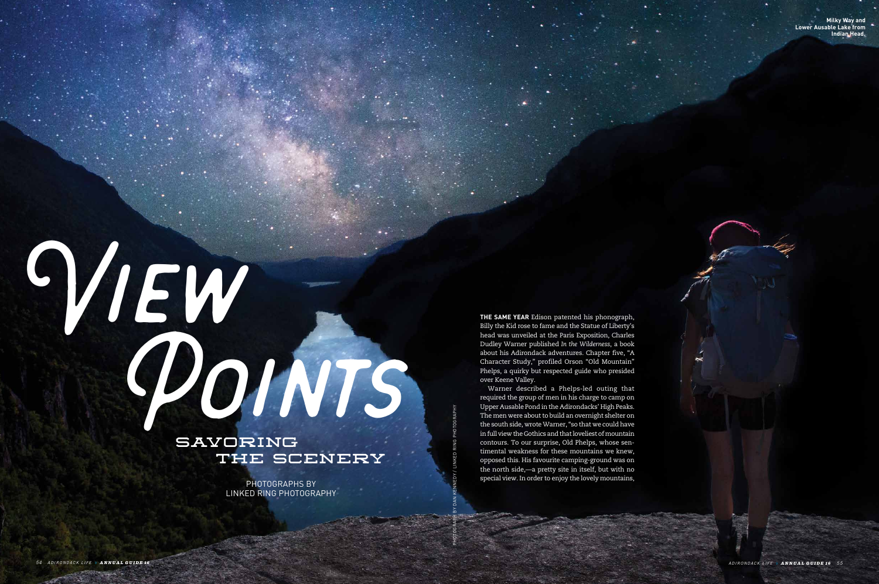# View Points

## Savoring the Scenery

PHOTOGRAPHS BY
LINKED RING PHOTOGRAPHY

Milky Way and Lower Ausable Lake from Indian Head.

PHOTOGRAPH BY DAN KENNEDY / LINKED RING PHOTOGRAPHY

**THE SAME YEAR** Edison patented his phonograph, Billy the Kid rose to fame and the Statue of Liberty's head was unveiled at the Paris Exposition, Charles Dudley Warner published *In the Wilderness*, a book about his Adirondack adventures. Chapter five, "A Character Study," profiled Orson "Old Mountain" Phelps, a quirky but respected guide who presided over Keene Valley.

Warner described a Phelps-led outing that required the group of men in his charge to camp on Upper Ausable Pond in the Adirondacks' High Peaks. The men were about to build an overnight shelter on the south side, wrote Warner, "so that we could have in full view the Gothics and that loveliest of mountain contours. To our surprise, Old Phelps, whose sentimental weakness for these mountains we knew, opposed this. His favourite camping-ground was on the north side,—a pretty site in itself, but with no special view. In order to enjoy the lovely mountains,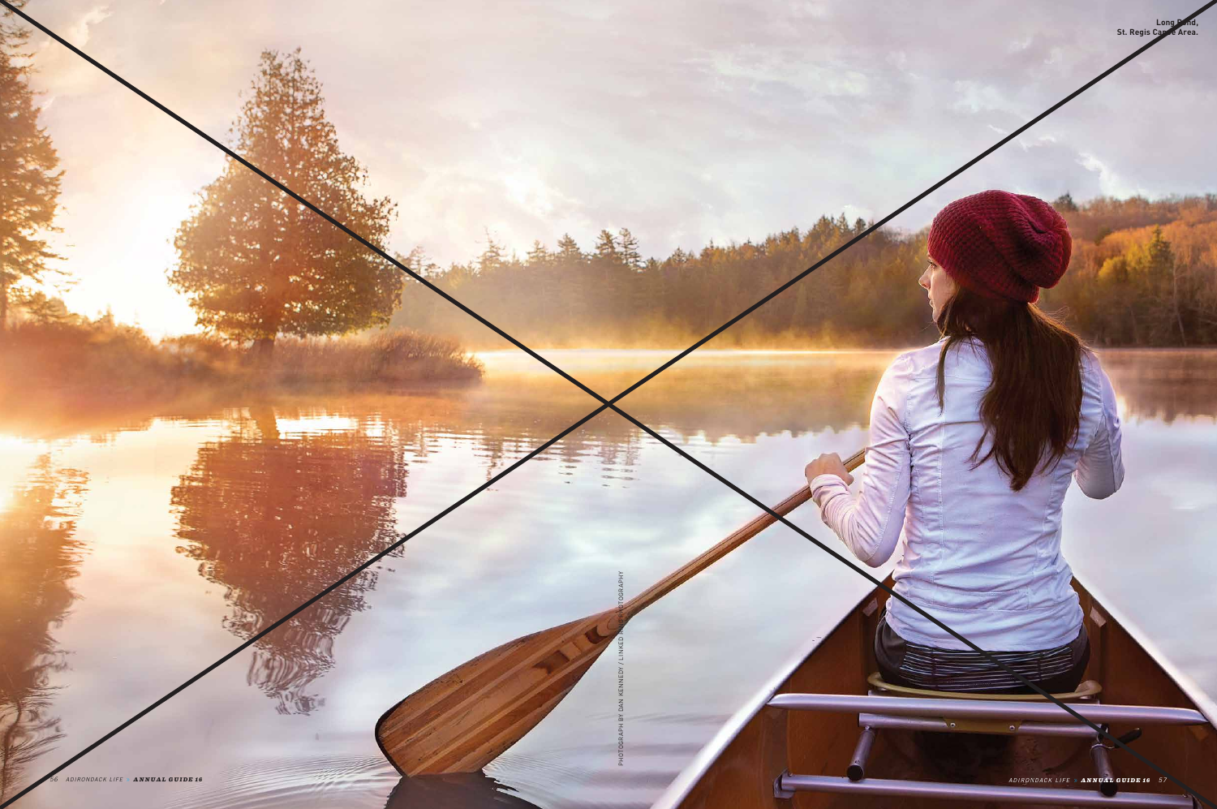Long Pond, St. Regis Canoe Area.

PHOTOGRAPH BY DAN KENNEDY / LINKED RING PHOTOGRAPHY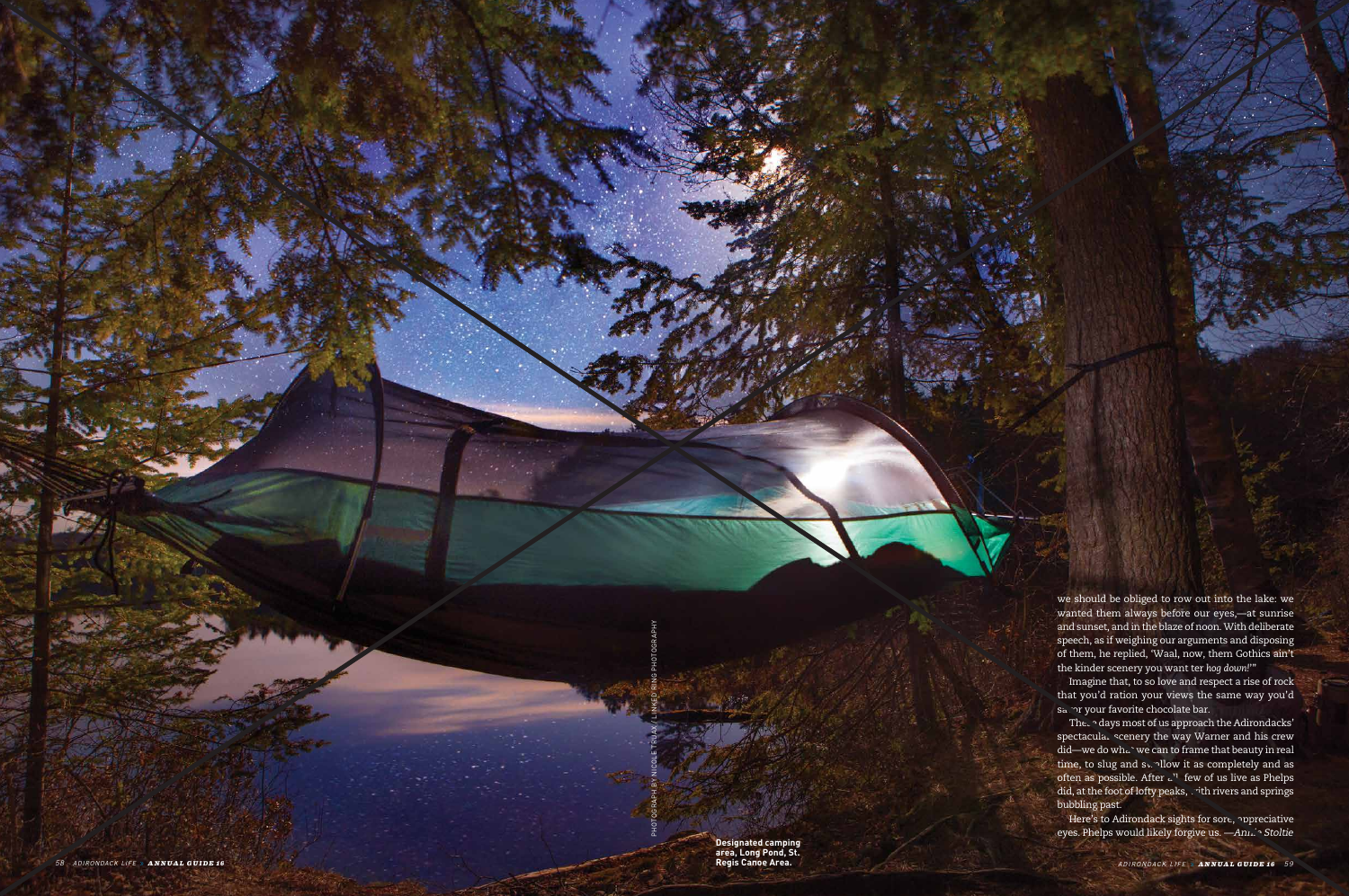we should be obliged to row out into the lake: we wanted them always before our eyes,—at sunrise and sunset, and in the blaze of noon. With deliberate speech, as if weighing our arguments and disposing of them, he replied, 'Waal, now, them Gothics ain't the kinder scenery you want ter *hog down!*'"

Imagine that, to so love and respect a rise of rock that you'd ration your views the same way you'd savor your favorite chocolate bar.

These days most of us approach the Adirondacks' spectacular scenery the way Warner and his crew did—we do what we can to frame that beauty in real time, to slug and swallow it as completely and as often as possible. After all, few of us live as Phelps did, at the foot of lofty peaks, with rivers and springs bubbling past.

Here's to Adirondack sights for sore, appreciative eyes. Phelps would likely forgive us. —*Annie Stoltie*

Designated camping area, Long Pond, St. Regis Canoe Area.

PHOTOGRAPH BY NICOLE TRUAX / LINKED RING PHOTOGRAPHY